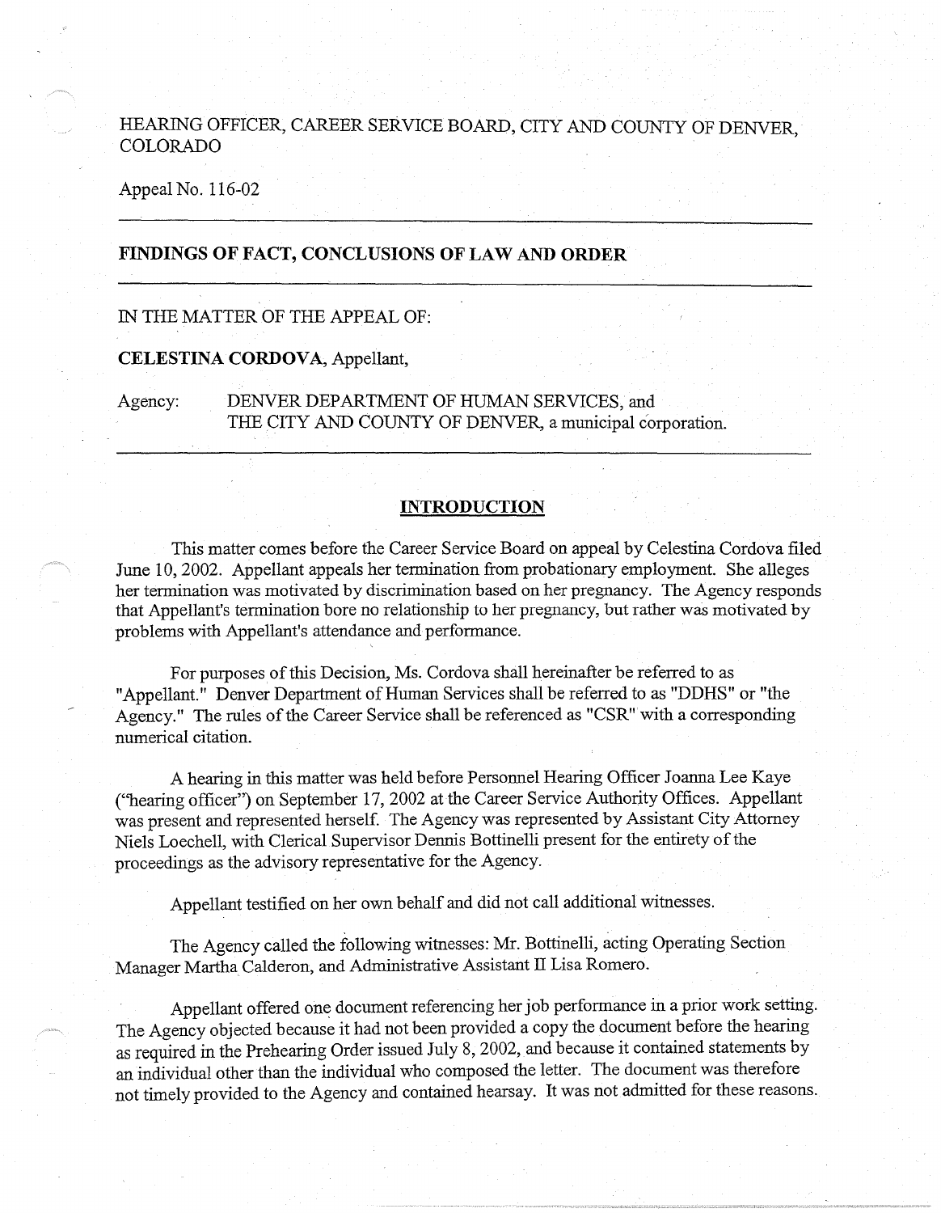HEARING OFFICER, CAREER SERVICE BOARD, CITY AND COUNTY OF DENVER, COLORADO

Appeal No. 116-02

---

**FINDINGS OF FACT, CONCLUSIONS OF LAW AND ORDER**

---

IN THE MATTER OF THE APPEAL OF:

**CELESTINA CORDOVA**, Appellant,

Agency: DENVER DEPARTMENT OF HUMAN SERVICES, and THE CITY AND COUNTY OF DENVER, a municipal corporation.

---

## INTRODUCTION

This matter comes before the Career Service Board on appeal by Celestina Cordova filed June 10, 2002. Appellant appeals her termination from probationary employment. She alleges her termination was motivated by discrimination based on her pregnancy. The Agency responds that Appellant's termination bore no relationship to her pregnancy, but rather was motivated by problems with Appellant's attendance and performance.

For purposes of this Decision, Ms. Cordova shall hereinafter be referred to as "Appellant." Denver Department of Human Services shall be referred to as "DDHS" or "the Agency." The rules of the Career Service shall be referenced as "CSR" with a corresponding numerical citation.

A hearing in this matter was held before Personnel Hearing Officer Joanna Lee Kaye ("hearing officer") on September 17, 2002 at the Career Service Authority Offices. Appellant was present and represented herself. The Agency was represented by Assistant City Attorney Niels Loechell, with Clerical Supervisor Dennis Bottinelli present for the entirety of the proceedings as the advisory representative for the Agency.

Appellant testified on her own behalf and did not call additional witnesses.

The Agency called the following witnesses: Mr. Bottinelli, acting Operating Section Manager Martha Calderon, and Administrative Assistant II Lisa Romero.

Appellant offered one document referencing her job performance in a prior work setting. The Agency objected because it had not been provided a copy the document before the hearing as required in the Prehearing Order issued July 8, 2002, and because it contained statements by an individual other than the individual who composed the letter. The document was therefore not timely provided to the Agency and contained hearsay. It was not admitted for these reasons.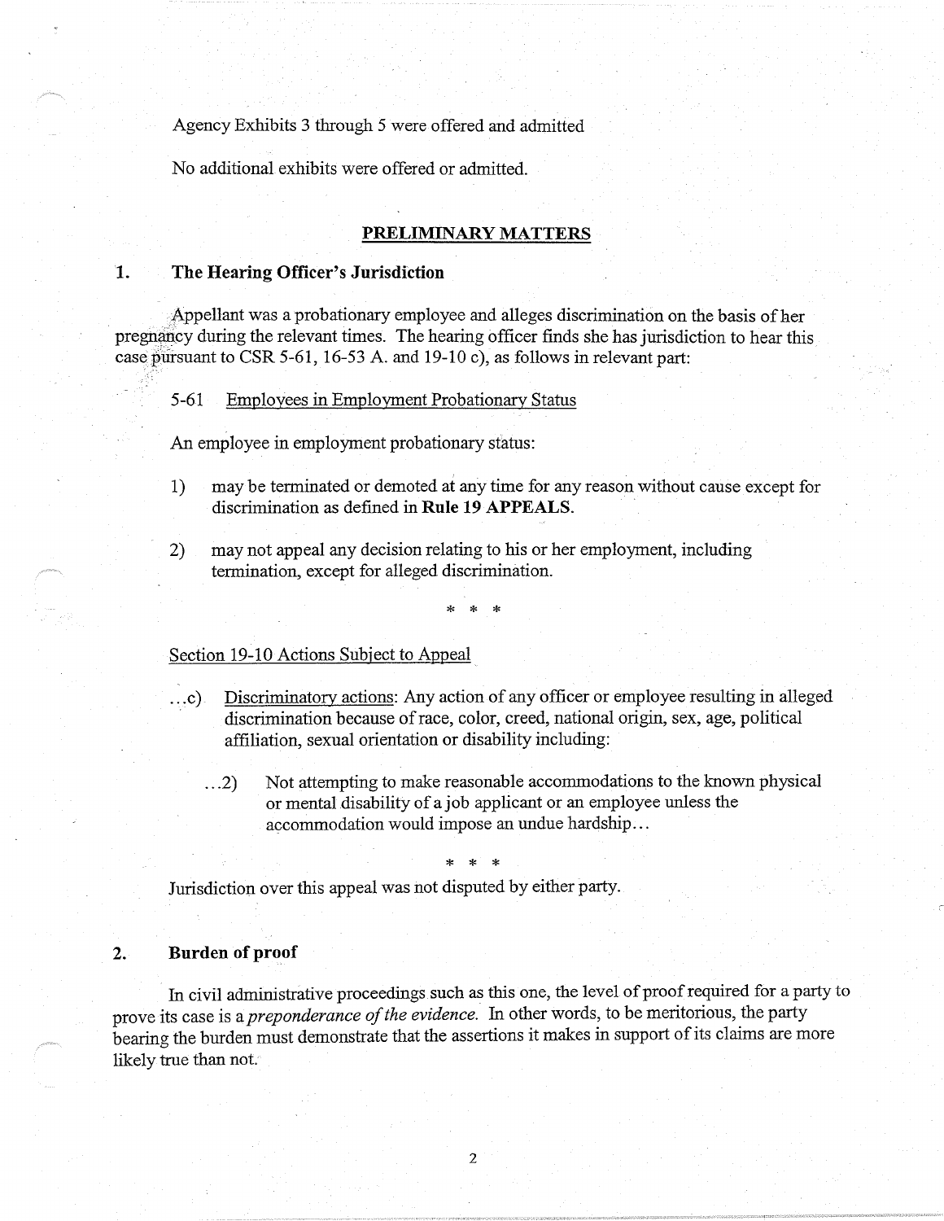Agency Exhibits 3 through 5 were offered and admitted

No additional exhibits were offered or admitted.

## PRELIMINARY MATTERS

### 1. The Hearing Officer's Jurisdiction

Appellant was a probationary employee and alleges discrimination on the basis of her pregnancy during the relevant times. The hearing officer finds she has jurisdiction to hear this case pursuant to CSR 5-61, 16-53 A. and 19-10 c), as follows in relevant part:

5-61 Employees in Employment Probationary Status

An employee in employment probationary status:

1) may be terminated or demoted at any time for any reason without cause except for discrimination as defined in **Rule 19 APPEALS**.

2) may not appeal any decision relating to his or her employment, including termination, except for alleged discrimination.

\* \* \*

Section 19-10 Actions Subject to Appeal

...c) Discriminatory actions: Any action of any officer or employee resulting in alleged discrimination because of race, color, creed, national origin, sex, age, political affiliation, sexual orientation or disability including:

...2) Not attempting to make reasonable accommodations to the known physical or mental disability of a job applicant or an employee unless the accommodation would impose an undue hardship...

\* \* \*

Jurisdiction over this appeal was not disputed by either party.

### 2. Burden of proof

In civil administrative proceedings such as this one, the level of proof required for a party to prove its case is a *preponderance of the evidence.* In other words, to be meritorious, the party bearing the burden must demonstrate that the assertions it makes in support of its claims are more likely true than not.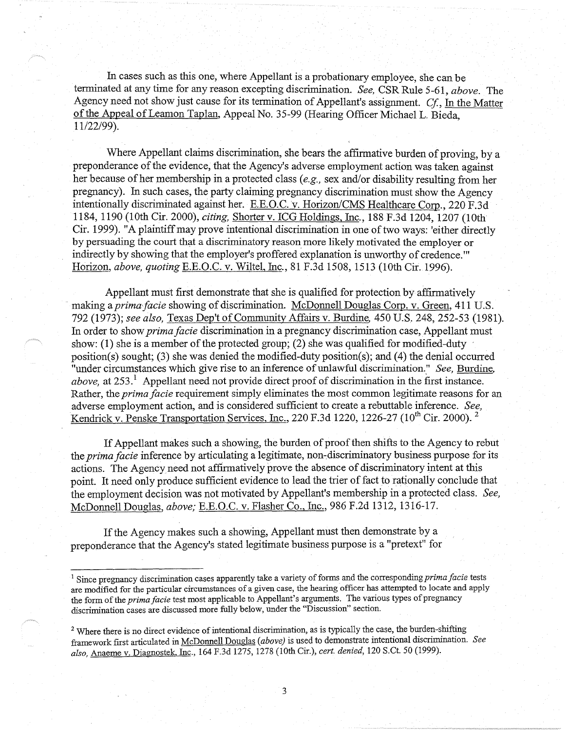In cases such as this one, where Appellant is a probationary employee, she can be terminated at any time for any reason excepting discrimination. *See,* CSR Rule 5-61, *above*. The Agency need not show just cause for its termination of Appellant's assignment. *Cf.,* In the Matter of the Appeal of Leamon Taplan, Appeal No. 35-99 (Hearing Officer Michael L. Bieda, 11/22/99).

Where Appellant claims discrimination, she bears the affirmative burden of proving, by a preponderance of the evidence, that the Agency's adverse employment action was taken against her because of her membership in a protected class (*e.g.,* sex and/or disability resulting from her pregnancy). In such cases, the party claiming pregnancy discrimination must show the Agency intentionally discriminated against her. E.E.O.C. v. Horizon/CMS Healthcare Corp., 220 F.3d 1184, 1190 (10th Cir. 2000), *citing,* Shorter v. ICG Holdings, Inc., 188 F.3d 1204, 1207 (10th Cir. 1999). "A plaintiff may prove intentional discrimination in one of two ways: 'either directly by persuading the court that a discriminatory reason more likely motivated the employer or indirectly by showing that the employer's proffered explanation is unworthy of credence.'" Horizon, *above, quoting* E.E.O.C. v. Wiltel, Inc., 81 F.3d 1508, 1513 (10th Cir. 1996).

Appellant must first demonstrate that she is qualified for protection by affirmatively making a *prima facie* showing of discrimination. McDonnell Douglas Corp. v. Green, 411 U.S. 792 (1973); *see also,* Texas Dep't of Community Affairs v. Burdine, 450 U.S. 248, 252-53 (1981). In order to show *prima facie* discrimination in a pregnancy discrimination case, Appellant must show: (1) she is a member of the protected group; (2) she was qualified for modified-duty position(s) sought; (3) she was denied the modified-duty position(s); and (4) the denial occurred "under circumstances which give rise to an inference of unlawful discrimination." *See,* Burdine, *above,* at 253.[1] Appellant need not provide direct proof of discrimination in the first instance. Rather, the *prima facie* requirement simply eliminates the most common legitimate reasons for an adverse employment action, and is considered sufficient to create a rebuttable inference. *See,* Kendrick v. Penske Transportation Services, Inc., 220 F.3d 1220, 1226-27 (10th Cir. 2000).[2]

If Appellant makes such a showing, the burden of proof then shifts to the Agency to rebut the *prima facie* inference by articulating a legitimate, non-discriminatory business purpose for its actions. The Agency need not affirmatively prove the absence of discriminatory intent at this point. It need only produce sufficient evidence to lead the trier of fact to rationally conclude that the employment decision was not motivated by Appellant's membership in a protected class. *See,* McDonnell Douglas, *above;* E.E.O.C. v. Flasher Co., Inc., 986 F.2d 1312, 1316-17.

If the Agency makes such a showing, Appellant must then demonstrate by a preponderance that the Agency's stated legitimate business purpose is a "pretext" for

---

[1] Since pregnancy discrimination cases apparently take a variety of forms and the corresponding *prima facie* tests are modified for the particular circumstances of a given case, the hearing officer has attempted to locate and apply the form of the *prima facie* test most applicable to Appellant's arguments. The various types of pregnancy discrimination cases are discussed more fully below, under the "Discussion" section.

[2] Where there is no direct evidence of intentional discrimination, as is typically the case, the burden-shifting framework first articulated in McDonnell Douglas (*above*) is used to demonstrate intentional discrimination. *See also,* Anaeme v. Diagnostek, Inc., 164 F.3d 1275, 1278 (10th Cir.), *cert. denied,* 120 S.Ct. 50 (1999).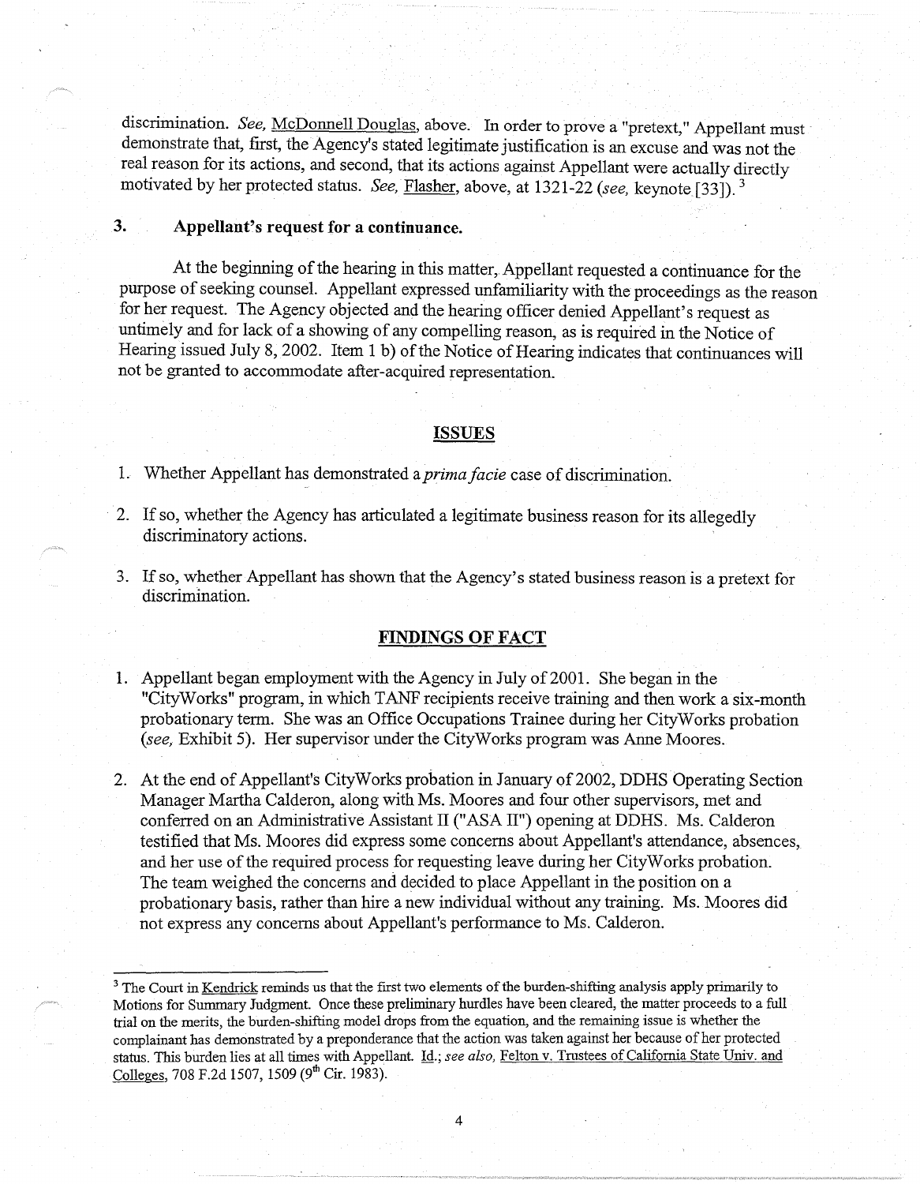discrimination. *See*, McDonnell Douglas, above. In order to prove a "pretext," Appellant must demonstrate that, first, the Agency's stated legitimate justification is an excuse and was not the real reason for its actions, and second, that its actions against Appellant were actually directly motivated by her protected status. *See*, Flasher, above, at 1321-22 (*see*, keynote [33]).[3]

### 3. Appellant's request for a continuance.

At the beginning of the hearing in this matter, Appellant requested a continuance for the purpose of seeking counsel. Appellant expressed unfamiliarity with the proceedings as the reason for her request. The Agency objected and the hearing officer denied Appellant's request as untimely and for lack of a showing of any compelling reason, as is required in the Notice of Hearing issued July 8, 2002. Item 1 b) of the Notice of Hearing indicates that continuances will not be granted to accommodate after-acquired representation.

## ISSUES

1. Whether Appellant has demonstrated a *prima facie* case of discrimination.
2. If so, whether the Agency has articulated a legitimate business reason for its allegedly discriminatory actions.
3. If so, whether Appellant has shown that the Agency's stated business reason is a pretext for discrimination.

## FINDINGS OF FACT

1. Appellant began employment with the Agency in July of 2001. She began in the "CityWorks" program, in which TANF recipients receive training and then work a six-month probationary term. She was an Office Occupations Trainee during her CityWorks probation (*see*, Exhibit 5). Her supervisor under the CityWorks program was Anne Moores.
2. At the end of Appellant's CityWorks probation in January of 2002, DDHS Operating Section Manager Martha Calderon, along with Ms. Moores and four other supervisors, met and conferred on an Administrative Assistant II ("ASA II") opening at DDHS. Ms. Calderon testified that Ms. Moores did express some concerns about Appellant's attendance, absences, and her use of the required process for requesting leave during her CityWorks probation. The team weighed the concerns and decided to place Appellant in the position on a probationary basis, rather than hire a new individual without any training. Ms. Moores did not express any concerns about Appellant's performance to Ms. Calderon.

---

[3] The Court in Kendrick reminds us that the first two elements of the burden-shifting analysis apply primarily to Motions for Summary Judgment. Once these preliminary hurdles have been cleared, the matter proceeds to a full trial on the merits, the burden-shifting model drops from the equation, and the remaining issue is whether the complainant has demonstrated by a preponderance that the action was taken against her because of her protected status. This burden lies at all times with Appellant. Id.; *see also*, Felton v. Trustees of California State Univ. and Colleges, 708 F.2d 1507, 1509 (9th Cir. 1983).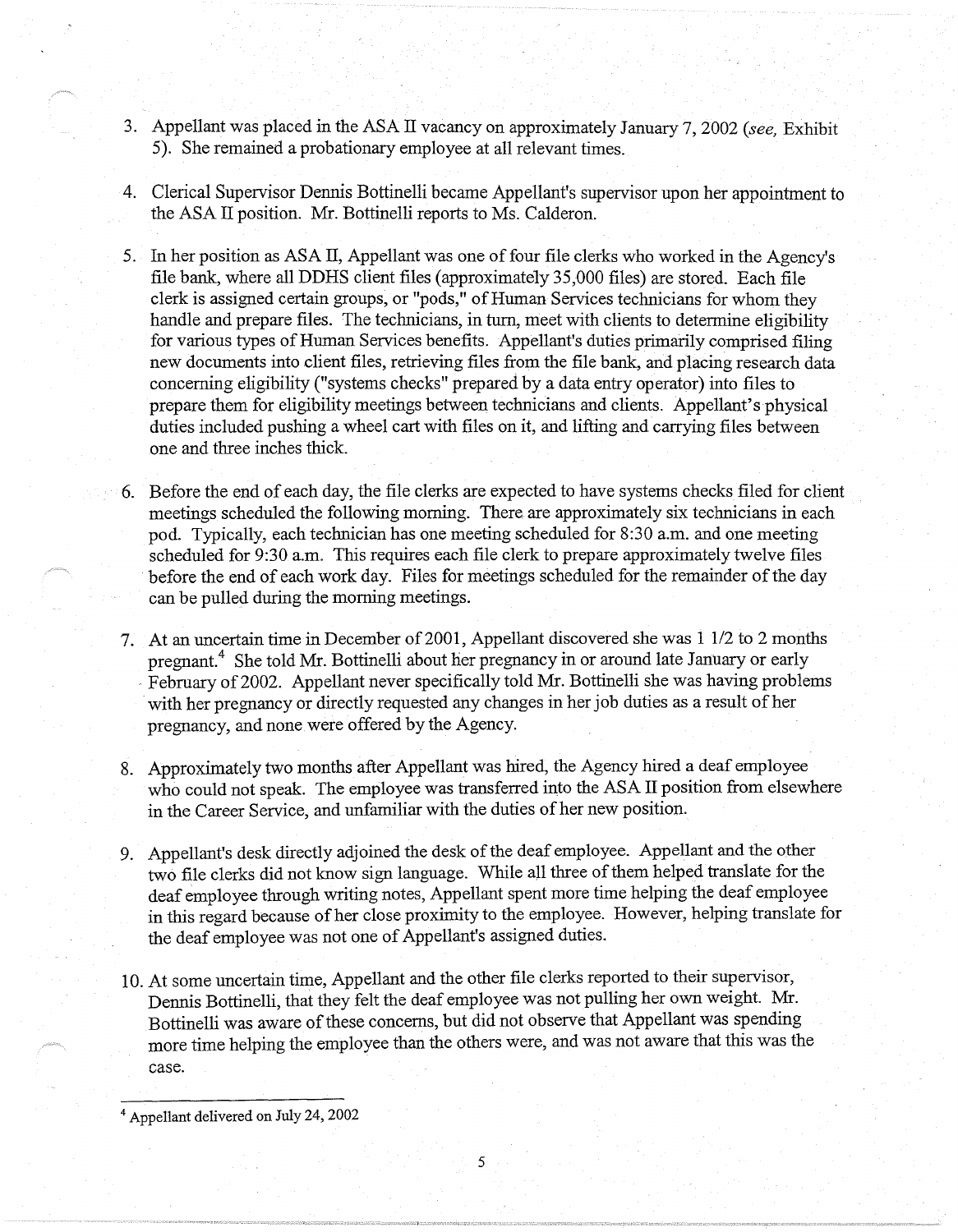3. Appellant was placed in the ASA II vacancy on approximately January 7, 2002 (*see,* Exhibit 5). She remained a probationary employee at all relevant times.

4. Clerical Supervisor Dennis Bottinelli became Appellant's supervisor upon her appointment to the ASA II position. Mr. Bottinelli reports to Ms. Calderon.

5. In her position as ASA II, Appellant was one of four file clerks who worked in the Agency's file bank, where all DDHS client files (approximately 35,000 files) are stored. Each file clerk is assigned certain groups, or "pods," of Human Services technicians for whom they handle and prepare files. The technicians, in turn, meet with clients to determine eligibility for various types of Human Services benefits. Appellant's duties primarily comprised filing new documents into client files, retrieving files from the file bank, and placing research data concerning eligibility ("systems checks" prepared by a data entry operator) into files to prepare them for eligibility meetings between technicians and clients. Appellant's physical duties included pushing a wheel cart with files on it, and lifting and carrying files between one and three inches thick.

6. Before the end of each day, the file clerks are expected to have systems checks filed for client meetings scheduled the following morning. There are approximately six technicians in each pod. Typically, each technician has one meeting scheduled for 8:30 a.m. and one meeting scheduled for 9:30 a.m. This requires each file clerk to prepare approximately twelve files before the end of each work day. Files for meetings scheduled for the remainder of the day can be pulled during the morning meetings.

7. At an uncertain time in December of 2001, Appellant discovered she was 1 1/2 to 2 months pregnant.[4] She told Mr. Bottinelli about her pregnancy in or around late January or early February of 2002. Appellant never specifically told Mr. Bottinelli she was having problems with her pregnancy or directly requested any changes in her job duties as a result of her pregnancy, and none were offered by the Agency.

8. Approximately two months after Appellant was hired, the Agency hired a deaf employee who could not speak. The employee was transferred into the ASA II position from elsewhere in the Career Service, and unfamiliar with the duties of her new position.

9. Appellant's desk directly adjoined the desk of the deaf employee. Appellant and the other two file clerks did not know sign language. While all three of them helped translate for the deaf employee through writing notes, Appellant spent more time helping the deaf employee in this regard because of her close proximity to the employee. However, helping translate for the deaf employee was not one of Appellant's assigned duties.

10. At some uncertain time, Appellant and the other file clerks reported to their supervisor, Dennis Bottinelli, that they felt the deaf employee was not pulling her own weight. Mr. Bottinelli was aware of these concerns, but did not observe that Appellant was spending more time helping the employee than the others were, and was not aware that this was the case.

---

[4] Appellant delivered on July 24, 2002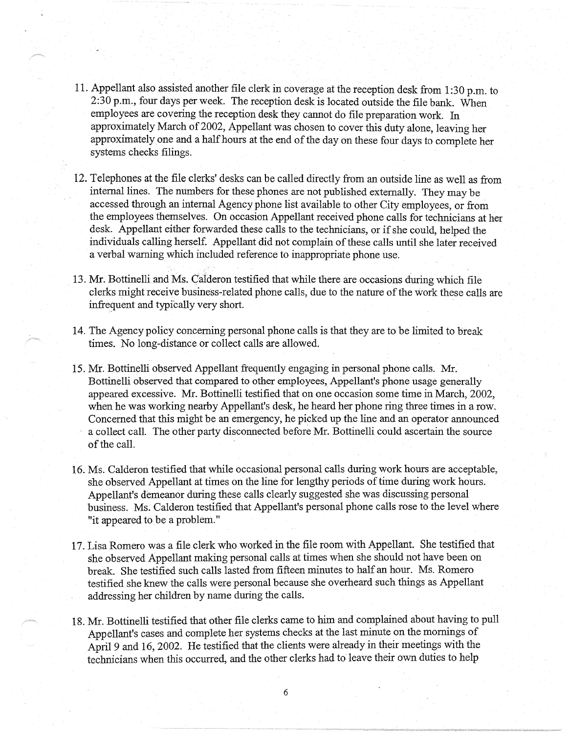11. Appellant also assisted another file clerk in coverage at the reception desk from 1:30 p.m. to 2:30 p.m., four days per week. The reception desk is located outside the file bank. When employees are covering the reception desk they cannot do file preparation work. In approximately March of 2002, Appellant was chosen to cover this duty alone, leaving her approximately one and a half hours at the end of the day on these four days to complete her systems checks filings.

12. Telephones at the file clerks' desks can be called directly from an outside line as well as from internal lines. The numbers for these phones are not published externally. They may be accessed through an internal Agency phone list available to other City employees, or from the employees themselves. On occasion Appellant received phone calls for technicians at her desk. Appellant either forwarded these calls to the technicians, or if she could, helped the individuals calling herself. Appellant did not complain of these calls until she later received a verbal warning which included reference to inappropriate phone use.

13. Mr. Bottinelli and Ms. Calderon testified that while there are occasions during which file clerks might receive business-related phone calls, due to the nature of the work these calls are infrequent and typically very short.

14. The Agency policy concerning personal phone calls is that they are to be limited to break times. No long-distance or collect calls are allowed.

15. Mr. Bottinelli observed Appellant frequently engaging in personal phone calls. Mr. Bottinelli observed that compared to other employees, Appellant's phone usage generally appeared excessive. Mr. Bottinelli testified that on one occasion some time in March, 2002, when he was working nearby Appellant's desk, he heard her phone ring three times in a row. Concerned that this might be an emergency, he picked up the line and an operator announced a collect call. The other party disconnected before Mr. Bottinelli could ascertain the source of the call.

16. Ms. Calderon testified that while occasional personal calls during work hours are acceptable, she observed Appellant at times on the line for lengthy periods of time during work hours. Appellant's demeanor during these calls clearly suggested she was discussing personal business. Ms. Calderon testified that Appellant's personal phone calls rose to the level where "it appeared to be a problem."

17. Lisa Romero was a file clerk who worked in the file room with Appellant. She testified that she observed Appellant making personal calls at times when she should not have been on break. She testified such calls lasted from fifteen minutes to half an hour. Ms. Romero testified she knew the calls were personal because she overheard such things as Appellant addressing her children by name during the calls.

18. Mr. Bottinelli testified that other file clerks came to him and complained about having to pull Appellant's cases and complete her systems checks at the last minute on the mornings of April 9 and 16, 2002. He testified that the clients were already in their meetings with the technicians when this occurred, and the other clerks had to leave their own duties to help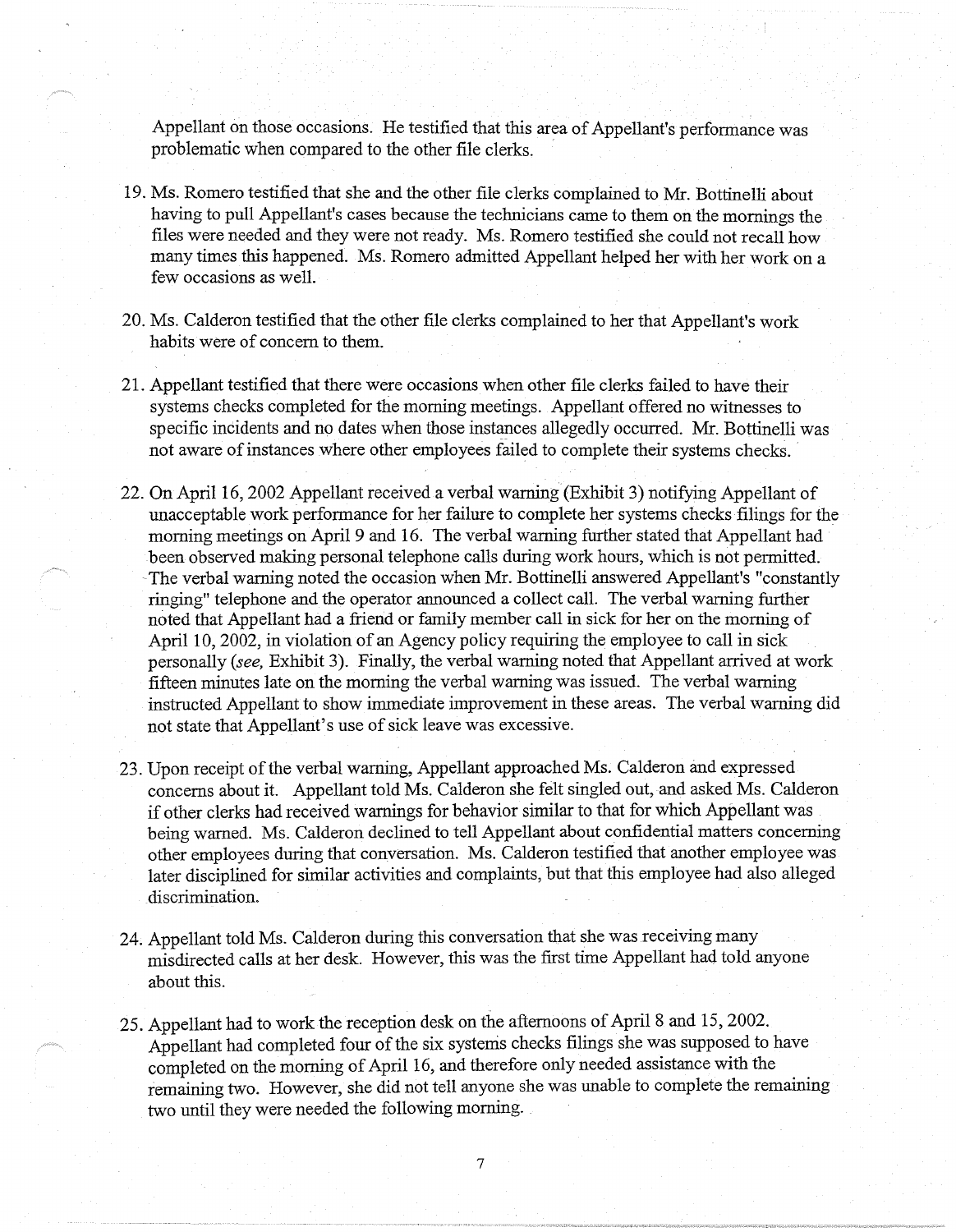Appellant on those occasions. He testified that this area of Appellant's performance was problematic when compared to the other file clerks.

19. Ms. Romero testified that she and the other file clerks complained to Mr. Bottinelli about having to pull Appellant's cases because the technicians came to them on the mornings the files were needed and they were not ready. Ms. Romero testified she could not recall how many times this happened. Ms. Romero admitted Appellant helped her with her work on a few occasions as well.

20. Ms. Calderon testified that the other file clerks complained to her that Appellant's work habits were of concern to them.

21. Appellant testified that there were occasions when other file clerks failed to have their systems checks completed for the morning meetings. Appellant offered no witnesses to specific incidents and no dates when those instances allegedly occurred. Mr. Bottinelli was not aware of instances where other employees failed to complete their systems checks.

22. On April 16, 2002 Appellant received a verbal warning (Exhibit 3) notifying Appellant of unacceptable work performance for her failure to complete her systems checks filings for the morning meetings on April 9 and 16. The verbal warning further stated that Appellant had been observed making personal telephone calls during work hours, which is not permitted. The verbal warning noted the occasion when Mr. Bottinelli answered Appellant's "constantly ringing" telephone and the operator announced a collect call. The verbal warning further noted that Appellant had a friend or family member call in sick for her on the morning of April 10, 2002, in violation of an Agency policy requiring the employee to call in sick personally (*see,* Exhibit 3). Finally, the verbal warning noted that Appellant arrived at work fifteen minutes late on the morning the verbal warning was issued. The verbal warning instructed Appellant to show immediate improvement in these areas. The verbal warning did not state that Appellant's use of sick leave was excessive.

23. Upon receipt of the verbal warning, Appellant approached Ms. Calderon and expressed concerns about it. Appellant told Ms. Calderon she felt singled out, and asked Ms. Calderon if other clerks had received warnings for behavior similar to that for which Appellant was being warned. Ms. Calderon declined to tell Appellant about confidential matters concerning other employees during that conversation. Ms. Calderon testified that another employee was later disciplined for similar activities and complaints, but that this employee had also alleged discrimination.

24. Appellant told Ms. Calderon during this conversation that she was receiving many misdirected calls at her desk. However, this was the first time Appellant had told anyone about this.

25. Appellant had to work the reception desk on the afternoons of April 8 and 15, 2002. Appellant had completed four of the six systems checks filings she was supposed to have completed on the morning of April 16, and therefore only needed assistance with the remaining two. However, she did not tell anyone she was unable to complete the remaining two until they were needed the following morning.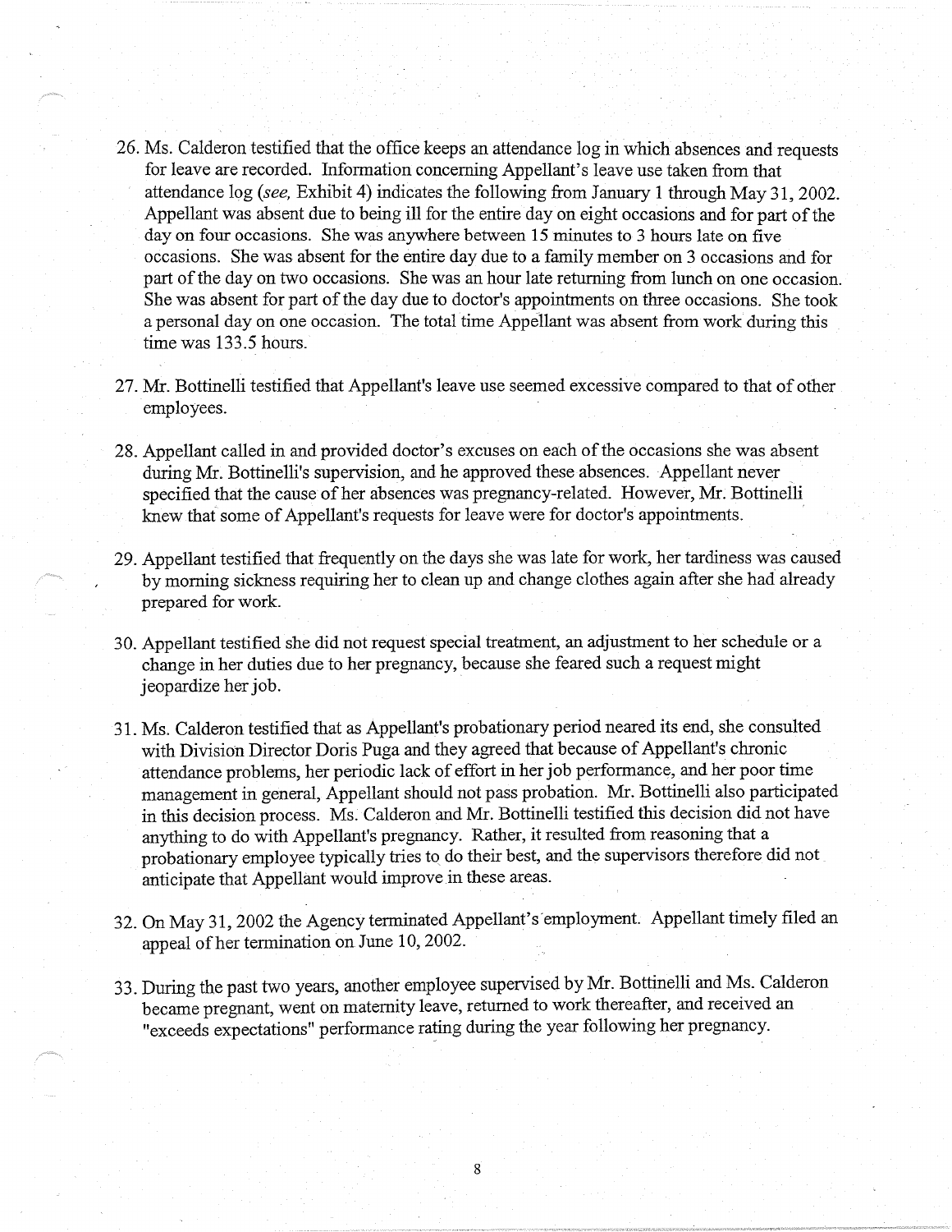26. Ms. Calderon testified that the office keeps an attendance log in which absences and requests for leave are recorded. Information concerning Appellant's leave use taken from that attendance log (*see,* Exhibit 4) indicates the following from January 1 through May 31, 2002. Appellant was absent due to being ill for the entire day on eight occasions and for part of the day on four occasions. She was anywhere between 15 minutes to 3 hours late on five occasions. She was absent for the entire day due to a family member on 3 occasions and for part of the day on two occasions. She was an hour late returning from lunch on one occasion. She was absent for part of the day due to doctor's appointments on three occasions. She took a personal day on one occasion. The total time Appellant was absent from work during this time was 133.5 hours.

27. Mr. Bottinelli testified that Appellant's leave use seemed excessive compared to that of other employees.

28. Appellant called in and provided doctor's excuses on each of the occasions she was absent during Mr. Bottinelli's supervision, and he approved these absences. Appellant never specified that the cause of her absences was pregnancy-related. However, Mr. Bottinelli knew that some of Appellant's requests for leave were for doctor's appointments.

29. Appellant testified that frequently on the days she was late for work, her tardiness was caused by morning sickness requiring her to clean up and change clothes again after she had already prepared for work.

30. Appellant testified she did not request special treatment, an adjustment to her schedule or a change in her duties due to her pregnancy, because she feared such a request might jeopardize her job.

31. Ms. Calderon testified that as Appellant's probationary period neared its end, she consulted with Division Director Doris Puga and they agreed that because of Appellant's chronic attendance problems, her periodic lack of effort in her job performance, and her poor time management in general, Appellant should not pass probation. Mr. Bottinelli also participated in this decision process. Ms. Calderon and Mr. Bottinelli testified this decision did not have anything to do with Appellant's pregnancy. Rather, it resulted from reasoning that a probationary employee typically tries to do their best, and the supervisors therefore did not anticipate that Appellant would improve in these areas.

32. On May 31, 2002 the Agency terminated Appellant's employment. Appellant timely filed an appeal of her termination on June 10, 2002.

33. During the past two years, another employee supervised by Mr. Bottinelli and Ms. Calderon became pregnant, went on maternity leave, returned to work thereafter, and received an "exceeds expectations" performance rating during the year following her pregnancy.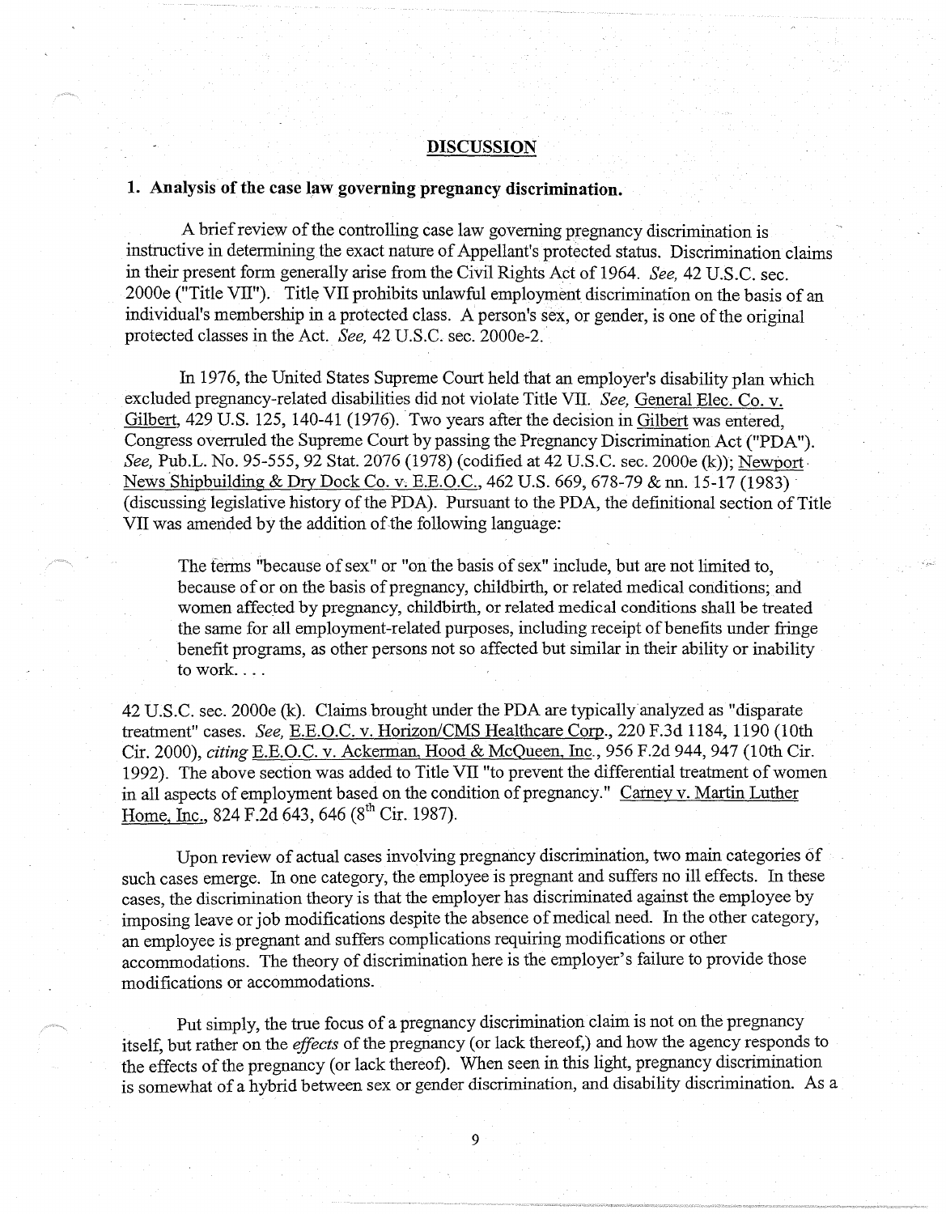## DISCUSSION

### 1. Analysis of the case law governing pregnancy discrimination.

A brief review of the controlling case law governing pregnancy discrimination is instructive in determining the exact nature of Appellant's protected status. Discrimination claims in their present form generally arise from the Civil Rights Act of 1964. *See,* 42 U.S.C. sec. 2000e ("Title VII"). Title VII prohibits unlawful employment discrimination on the basis of an individual's membership in a protected class. A person's sex, or gender, is one of the original protected classes in the Act. *See,* 42 U.S.C. sec. 2000e-2.

In 1976, the United States Supreme Court held that an employer's disability plan which excluded pregnancy-related disabilities did not violate Title VII. *See,* General Elec. Co. v. Gilbert, 429 U.S. 125, 140-41 (1976). Two years after the decision in Gilbert was entered, Congress overruled the Supreme Court by passing the Pregnancy Discrimination Act ("PDA"). *See,* Pub.L. No. 95-555, 92 Stat. 2076 (1978) (codified at 42 U.S.C. sec. 2000e (k)); Newport News Shipbuilding & Dry Dock Co. v. E.E.O.C., 462 U.S. 669, 678-79 & nn. 15-17 (1983) (discussing legislative history of the PDA). Pursuant to the PDA, the definitional section of Title VII was amended by the addition of the following language:

> The terms "because of sex" or "on the basis of sex" include, but are not limited to, because of or on the basis of pregnancy, childbirth, or related medical conditions; and women affected by pregnancy, childbirth, or related medical conditions shall be treated the same for all employment-related purposes, including receipt of benefits under fringe benefit programs, as other persons not so affected but similar in their ability or inability to work. . . .

42 U.S.C. sec. 2000e (k). Claims brought under the PDA are typically analyzed as "disparate treatment" cases. *See,* E.E.O.C. v. Horizon/CMS Healthcare Corp., 220 F.3d 1184, 1190 (10th Cir. 2000), *citing* E.E.O.C. v. Ackerman, Hood & McQueen, Inc., 956 F.2d 944, 947 (10th Cir. 1992). The above section was added to Title VII "to prevent the differential treatment of women in all aspects of employment based on the condition of pregnancy." Carney v. Martin Luther Home, Inc., 824 F.2d 643, 646 (8th Cir. 1987).

Upon review of actual cases involving pregnancy discrimination, two main categories of such cases emerge. In one category, the employee is pregnant and suffers no ill effects. In these cases, the discrimination theory is that the employer has discriminated against the employee by imposing leave or job modifications despite the absence of medical need. In the other category, an employee is pregnant and suffers complications requiring modifications or other accommodations. The theory of discrimination here is the employer's failure to provide those modifications or accommodations.

Put simply, the true focus of a pregnancy discrimination claim is not on the pregnancy itself, but rather on the *effects* of the pregnancy (or lack thereof,) and how the agency responds to the effects of the pregnancy (or lack thereof). When seen in this light, pregnancy discrimination is somewhat of a hybrid between sex or gender discrimination, and disability discrimination. As a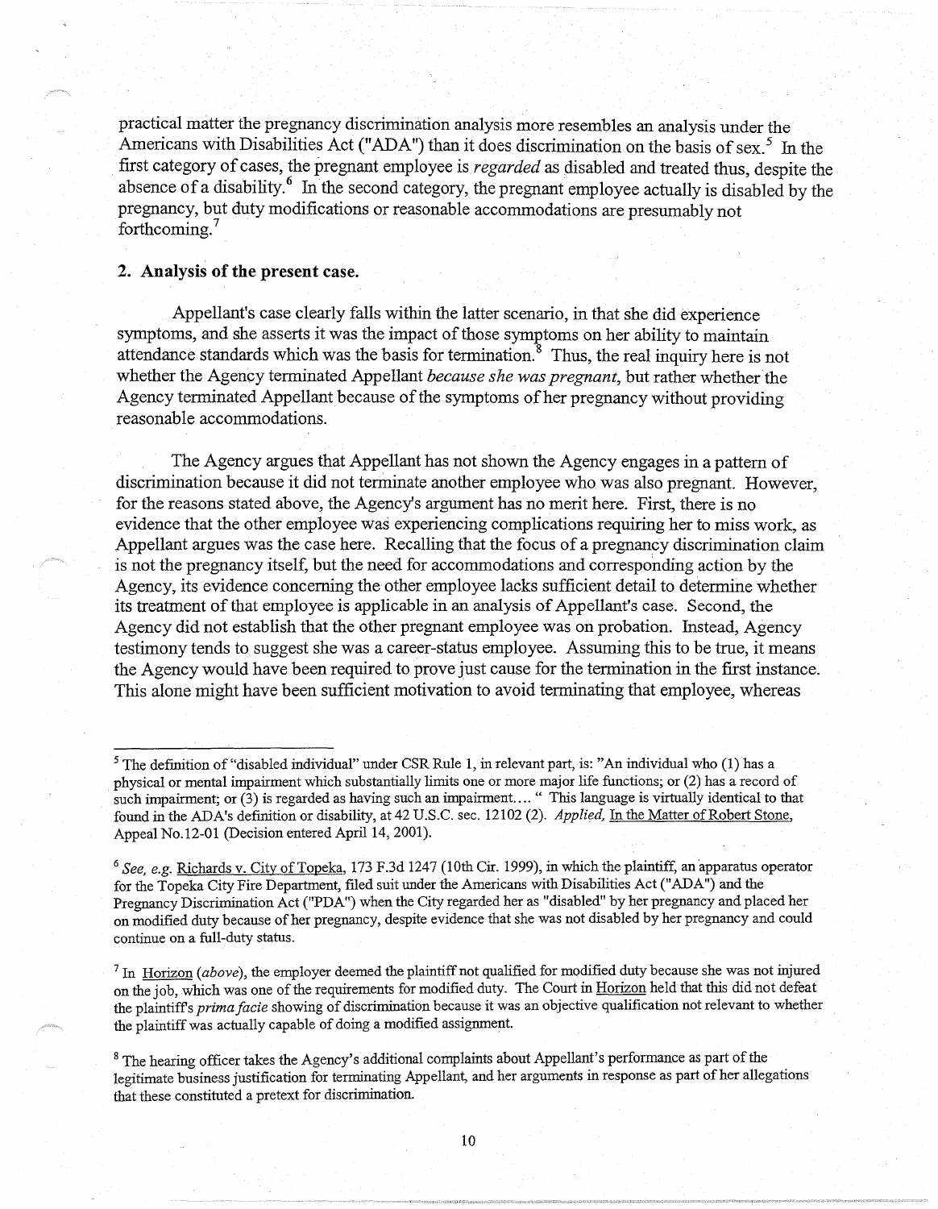practical matter the pregnancy discrimination analysis more resembles an analysis under the Americans with Disabilities Act ("ADA") than it does discrimination on the basis of sex.[5] In the first category of cases, the pregnant employee is *regarded* as disabled and treated thus, despite the absence of a disability.[6] In the second category, the pregnant employee actually is disabled by the pregnancy, but duty modifications or reasonable accommodations are presumably not forthcoming.[7]

**2. Analysis of the present case.**

Appellant's case clearly falls within the latter scenario, in that she did experience symptoms, and she asserts it was the impact of those symptoms on her ability to maintain attendance standards which was the basis for termination.[8] Thus, the real inquiry here is not whether the Agency terminated Appellant *because she was pregnant*, but rather whether the Agency terminated Appellant because of the symptoms of her pregnancy without providing reasonable accommodations.

The Agency argues that Appellant has not shown the Agency engages in a pattern of discrimination because it did not terminate another employee who was also pregnant. However, for the reasons stated above, the Agency's argument has no merit here. First, there is no evidence that the other employee was experiencing complications requiring her to miss work, as Appellant argues was the case here. Recalling that the focus of a pregnancy discrimination claim is not the pregnancy itself, but the need for accommodations and corresponding action by the Agency, its evidence concerning the other employee lacks sufficient detail to determine whether its treatment of that employee is applicable in an analysis of Appellant's case. Second, the Agency did not establish that the other pregnant employee was on probation. Instead, Agency testimony tends to suggest she was a career-status employee. Assuming this to be true, it means the Agency would have been required to prove just cause for the termination in the first instance. This alone might have been sufficient motivation to avoid terminating that employee, whereas

---

[5] The definition of "disabled individual" under CSR Rule 1, in relevant part, is: "An individual who (1) has a physical or mental impairment which substantially limits one or more major life functions; or (2) has a record of such impairment; or (3) is regarded as having such an impairment.... " This language is virtually identical to that found in the ADA's definition or disability, at 42 U.S.C. sec. 12102 (2). *Applied,* In the Matter of Robert Stone, Appeal No.12-01 (Decision entered April 14, 2001).

[6] *See, e.g.* Richards v. City of Topeka, 173 F.3d 1247 (10th Cir. 1999), in which the plaintiff, an apparatus operator for the Topeka City Fire Department, filed suit under the Americans with Disabilities Act ("ADA") and the Pregnancy Discrimination Act ("PDA") when the City regarded her as "disabled" by her pregnancy and placed her on modified duty because of her pregnancy, despite evidence that she was not disabled by her pregnancy and could continue on a full-duty status.

[7] In Horizon (*above*), the employer deemed the plaintiff not qualified for modified duty because she was not injured on the job, which was one of the requirements for modified duty. The Court in Horizon held that this did not defeat the plaintiff's *prima facie* showing of discrimination because it was an objective qualification not relevant to whether the plaintiff was actually capable of doing a modified assignment.

[8] The hearing officer takes the Agency's additional complaints about Appellant's performance as part of the legitimate business justification for terminating Appellant, and her arguments in response as part of her allegations that these constituted a pretext for discrimination.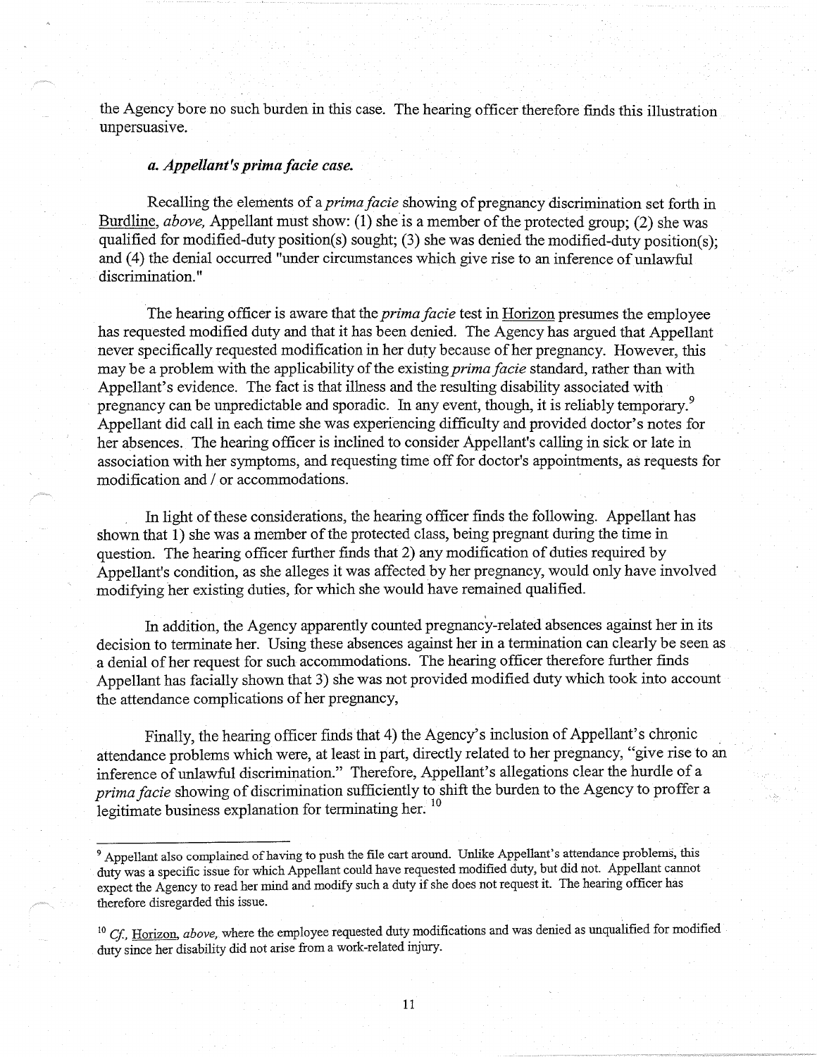the Agency bore no such burden in this case. The hearing officer therefore finds this illustration unpersuasive.

### *a. Appellant's prima facie case.*

Recalling the elements of a *prima facie* showing of pregnancy discrimination set forth in Burdline, *above,* Appellant must show: (1) she is a member of the protected group; (2) she was qualified for modified-duty position(s) sought; (3) she was denied the modified-duty position(s); and (4) the denial occurred "under circumstances which give rise to an inference of unlawful discrimination."

The hearing officer is aware that the *prima facie* test in Horizon presumes the employee has requested modified duty and that it has been denied. The Agency has argued that Appellant never specifically requested modification in her duty because of her pregnancy. However, this may be a problem with the applicability of the existing *prima facie* standard, rather than with Appellant's evidence. The fact is that illness and the resulting disability associated with pregnancy can be unpredictable and sporadic. In any event, though, it is reliably temporary.[9] Appellant did call in each time she was experiencing difficulty and provided doctor's notes for her absences. The hearing officer is inclined to consider Appellant's calling in sick or late in association with her symptoms, and requesting time off for doctor's appointments, as requests for modification and / or accommodations.

In light of these considerations, the hearing officer finds the following. Appellant has shown that 1) she was a member of the protected class, being pregnant during the time in question. The hearing officer further finds that 2) any modification of duties required by Appellant's condition, as she alleges it was affected by her pregnancy, would only have involved modifying her existing duties, for which she would have remained qualified.

In addition, the Agency apparently counted pregnancy-related absences against her in its decision to terminate her. Using these absences against her in a termination can clearly be seen as a denial of her request for such accommodations. The hearing officer therefore further finds Appellant has facially shown that 3) she was not provided modified duty which took into account the attendance complications of her pregnancy,

Finally, the hearing officer finds that 4) the Agency's inclusion of Appellant's chronic attendance problems which were, at least in part, directly related to her pregnancy, "give rise to an inference of unlawful discrimination." Therefore, Appellant's allegations clear the hurdle of a *prima facie* showing of discrimination sufficiently to shift the burden to the Agency to proffer a legitimate business explanation for terminating her.[10]

---

[9] Appellant also complained of having to push the file cart around. Unlike Appellant's attendance problems, this duty was a specific issue for which Appellant could have requested modified duty, but did not. Appellant cannot expect the Agency to read her mind and modify such a duty if she does not request it. The hearing officer has therefore disregarded this issue.

[10] *Cf.,* Horizon, *above,* where the employee requested duty modifications and was denied as unqualified for modified duty since her disability did not arise from a work-related injury.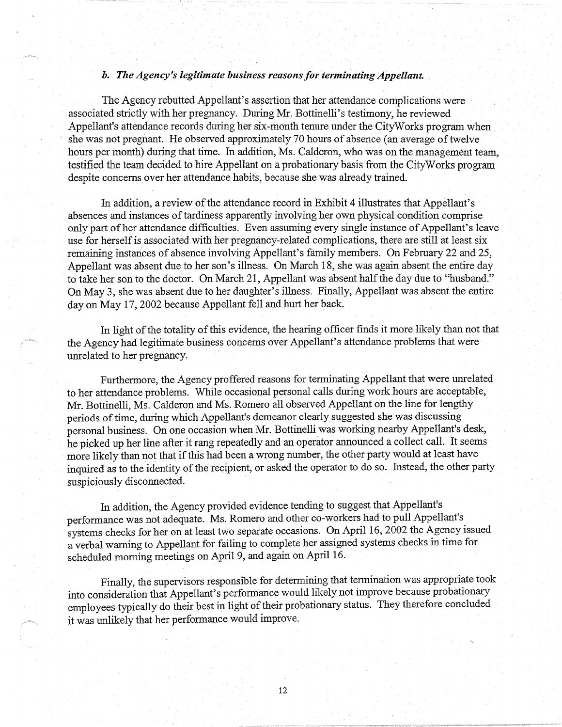### *b. The Agency's legitimate business reasons for terminating Appellant.*

The Agency rebutted Appellant's assertion that her attendance complications were associated strictly with her pregnancy. During Mr. Bottinelli's testimony, he reviewed Appellant's attendance records during her six-month tenure under the CityWorks program when she was not pregnant. He observed approximately 70 hours of absence (an average of twelve hours per month) during that time. In addition, Ms. Calderon, who was on the management team, testified the team decided to hire Appellant on a probationary basis from the CityWorks program despite concerns over her attendance habits, because she was already trained.

In addition, a review of the attendance record in Exhibit 4 illustrates that Appellant's absences and instances of tardiness apparently involving her own physical condition comprise only part of her attendance difficulties. Even assuming every single instance of Appellant's leave use for herself is associated with her pregnancy-related complications, there are still at least six remaining instances of absence involving Appellant's family members. On February 22 and 25, Appellant was absent due to her son's illness. On March 18, she was again absent the entire day to take her son to the doctor. On March 21, Appellant was absent half the day due to "husband." On May 3, she was absent due to her daughter's illness. Finally, Appellant was absent the entire day on May 17, 2002 because Appellant fell and hurt her back.

In light of the totality of this evidence, the hearing officer finds it more likely than not that the Agency had legitimate business concerns over Appellant's attendance problems that were unrelated to her pregnancy.

Furthermore, the Agency proffered reasons for terminating Appellant that were unrelated to her attendance problems. While occasional personal calls during work hours are acceptable, Mr. Bottinelli, Ms. Calderon and Ms. Romero all observed Appellant on the line for lengthy periods of time, during which Appellant's demeanor clearly suggested she was discussing personal business. On one occasion when Mr. Bottinelli was working nearby Appellant's desk, he picked up her line after it rang repeatedly and an operator announced a collect call. It seems more likely than not that if this had been a wrong number, the other party would at least have inquired as to the identity of the recipient, or asked the operator to do so. Instead, the other party suspiciously disconnected.

In addition, the Agency provided evidence tending to suggest that Appellant's performance was not adequate. Ms. Romero and other co-workers had to pull Appellant's systems checks for her on at least two separate occasions. On April 16, 2002 the Agency issued a verbal warning to Appellant for failing to complete her assigned systems checks in time for scheduled morning meetings on April 9, and again on April 16.

Finally, the supervisors responsible for determining that termination was appropriate took into consideration that Appellant's performance would likely not improve because probationary employees typically do their best in light of their probationary status. They therefore concluded it was unlikely that her performance would improve.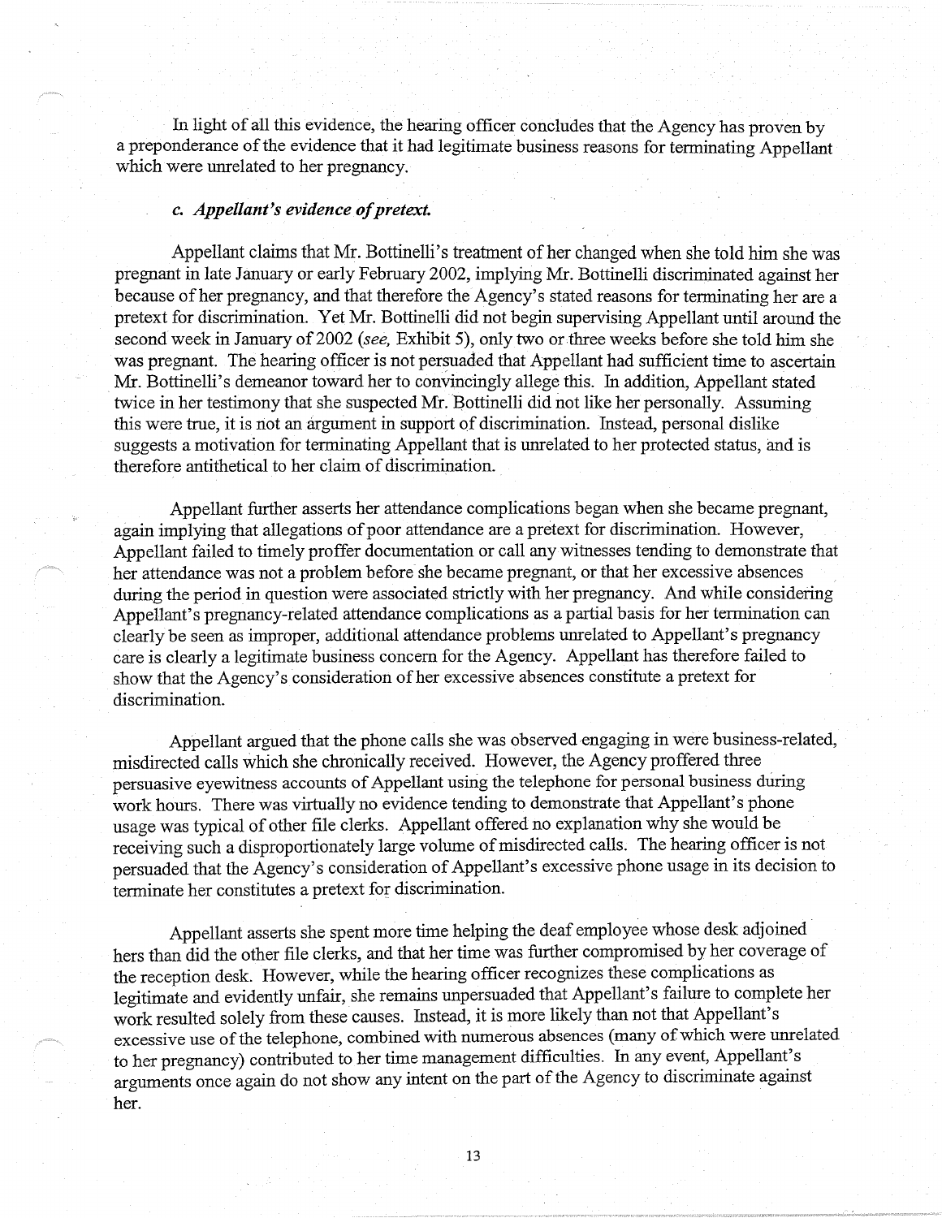In light of all this evidence, the hearing officer concludes that the Agency has proven by a preponderance of the evidence that it had legitimate business reasons for terminating Appellant which were unrelated to her pregnancy.

### *c. Appellant's evidence of pretext.*

Appellant claims that Mr. Bottinelli's treatment of her changed when she told him she was pregnant in late January or early February 2002, implying Mr. Bottinelli discriminated against her because of her pregnancy, and that therefore the Agency's stated reasons for terminating her are a pretext for discrimination. Yet Mr. Bottinelli did not begin supervising Appellant until around the second week in January of 2002 (*see,* Exhibit 5), only two or three weeks before she told him she was pregnant. The hearing officer is not persuaded that Appellant had sufficient time to ascertain Mr. Bottinelli's demeanor toward her to convincingly allege this. In addition, Appellant stated twice in her testimony that she suspected Mr. Bottinelli did not like her personally. Assuming this were true, it is not an argument in support of discrimination. Instead, personal dislike suggests a motivation for terminating Appellant that is unrelated to her protected status, and is therefore antithetical to her claim of discrimination.

Appellant further asserts her attendance complications began when she became pregnant, again implying that allegations of poor attendance are a pretext for discrimination. However, Appellant failed to timely proffer documentation or call any witnesses tending to demonstrate that her attendance was not a problem before she became pregnant, or that her excessive absences during the period in question were associated strictly with her pregnancy. And while considering Appellant's pregnancy-related attendance complications as a partial basis for her termination can clearly be seen as improper, additional attendance problems unrelated to Appellant's pregnancy care is clearly a legitimate business concern for the Agency. Appellant has therefore failed to show that the Agency's consideration of her excessive absences constitute a pretext for discrimination.

Appellant argued that the phone calls she was observed engaging in were business-related, misdirected calls which she chronically received. However, the Agency proffered three persuasive eyewitness accounts of Appellant using the telephone for personal business during work hours. There was virtually no evidence tending to demonstrate that Appellant's phone usage was typical of other file clerks. Appellant offered no explanation why she would be receiving such a disproportionately large volume of misdirected calls. The hearing officer is not persuaded that the Agency's consideration of Appellant's excessive phone usage in its decision to terminate her constitutes a pretext for discrimination.

Appellant asserts she spent more time helping the deaf employee whose desk adjoined hers than did the other file clerks, and that her time was further compromised by her coverage of the reception desk. However, while the hearing officer recognizes these complications as legitimate and evidently unfair, she remains unpersuaded that Appellant's failure to complete her work resulted solely from these causes. Instead, it is more likely than not that Appellant's excessive use of the telephone, combined with numerous absences (many of which were unrelated to her pregnancy) contributed to her time management difficulties. In any event, Appellant's arguments once again do not show any intent on the part of the Agency to discriminate against her.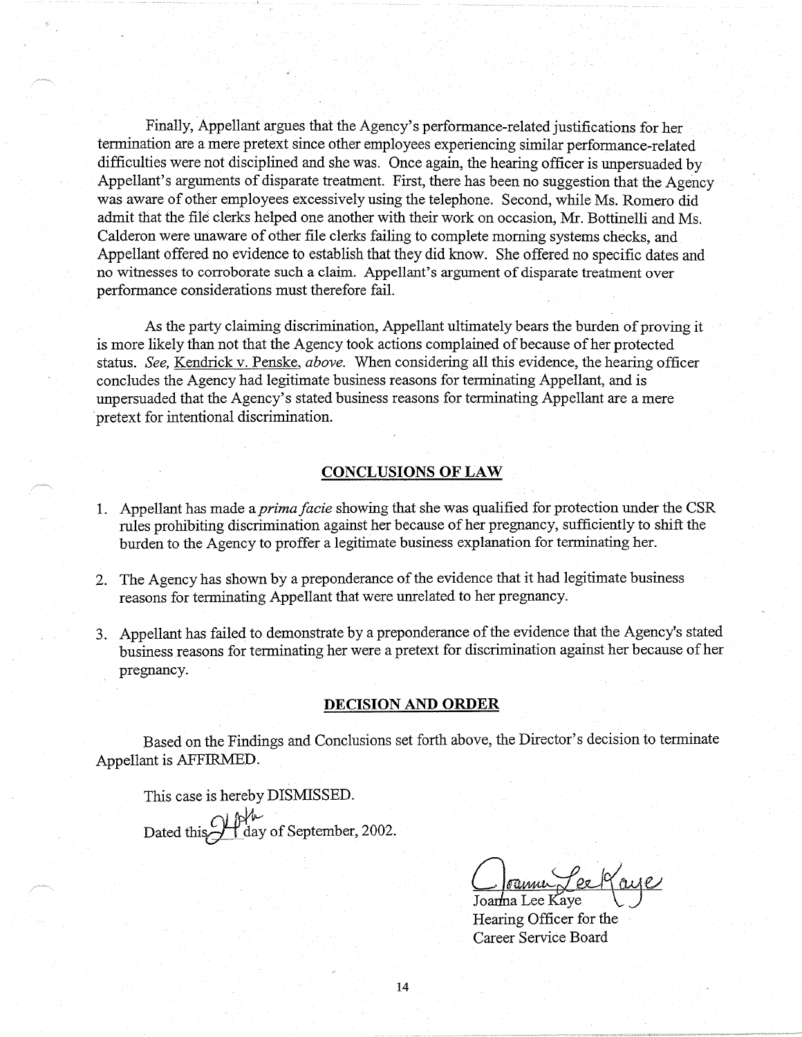Finally, Appellant argues that the Agency's performance-related justifications for her termination are a mere pretext since other employees experiencing similar performance-related difficulties were not disciplined and she was. Once again, the hearing officer is unpersuaded by Appellant's arguments of disparate treatment. First, there has been no suggestion that the Agency was aware of other employees excessively using the telephone. Second, while Ms. Romero did admit that the file clerks helped one another with their work on occasion, Mr. Bottinelli and Ms. Calderon were unaware of other file clerks failing to complete morning systems checks, and Appellant offered no evidence to establish that they did know. She offered no specific dates and no witnesses to corroborate such a claim. Appellant's argument of disparate treatment over performance considerations must therefore fail.

As the party claiming discrimination, Appellant ultimately bears the burden of proving it is more likely than not that the Agency took actions complained of because of her protected status. *See,* Kendrick v. Penske, *above.* When considering all this evidence, the hearing officer concludes the Agency had legitimate business reasons for terminating Appellant, and is unpersuaded that the Agency's stated business reasons for terminating Appellant are a mere pretext for intentional discrimination.

## CONCLUSIONS OF LAW

1. Appellant has made a *prima facie* showing that she was qualified for protection under the CSR rules prohibiting discrimination against her because of her pregnancy, sufficiently to shift the burden to the Agency to proffer a legitimate business explanation for terminating her.

2. The Agency has shown by a preponderance of the evidence that it had legitimate business reasons for terminating Appellant that were unrelated to her pregnancy.

3. Appellant has failed to demonstrate by a preponderance of the evidence that the Agency's stated business reasons for terminating her were a pretext for discrimination against her because of her pregnancy.

## DECISION AND ORDER

Based on the Findings and Conclusions set forth above, the Director's decision to terminate Appellant is AFFIRMED.

This case is hereby DISMISSED.

Dated this 24th day of September, 2002.

Joanna Lee Kaye
Hearing Officer for the
Career Service Board